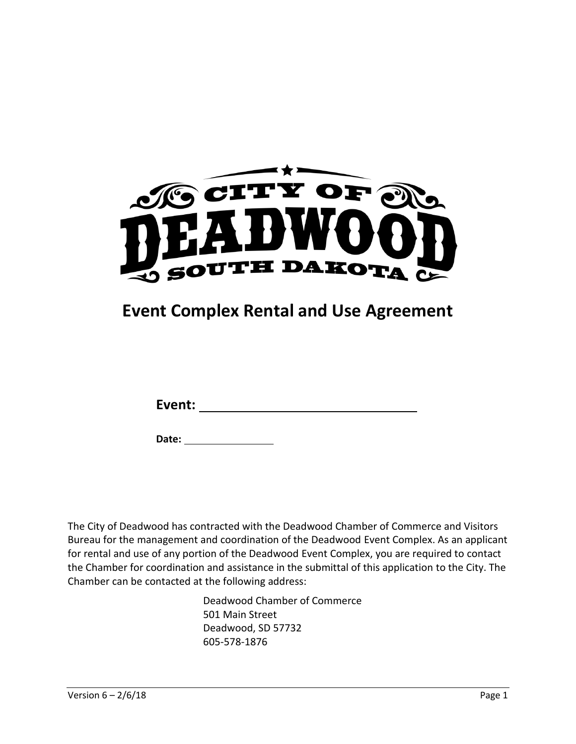CITY OF DEADWOOD SOUTH DAKOTA

# Event Complex Rental and Use Agreement

**Event:** ________________________________

**Date:** ________________

The City of Deadwood has contracted with the Deadwood Chamber of Commerce and Visitors Bureau for the management and coordination of the Deadwood Event Complex. As an applicant for rental and use of any portion of the Deadwood Event Complex, you are required to contact the Chamber for coordination and assistance in the submittal of this application to the City. The Chamber can be contacted at the following address:

Deadwood Chamber of Commerce
501 Main Street
Deadwood, SD 57732
605-578-1876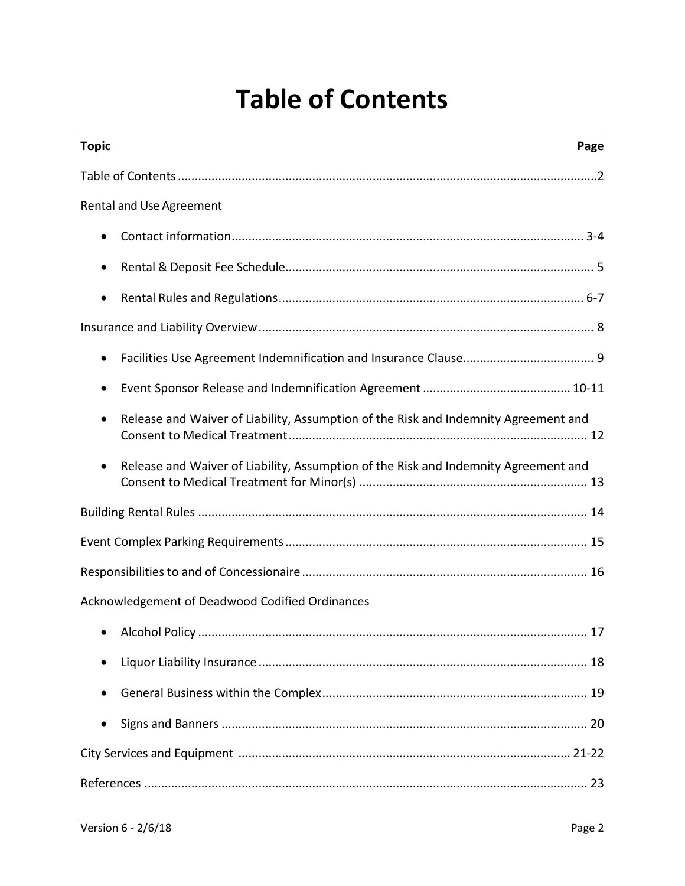# Table of Contents

| Topic | Page |
| --- | --- |
| Table of Contents | 2 |
| Rental and Use Agreement | |
| • Contact information | 3-4 |
| • Rental & Deposit Fee Schedule | 5 |
| • Rental Rules and Regulations | 6-7 |
| Insurance and Liability Overview | 8 |
| • Facilities Use Agreement Indemnification and Insurance Clause | 9 |
| • Event Sponsor Release and Indemnification Agreement | 10-11 |
| • Release and Waiver of Liability, Assumption of the Risk and Indemnity Agreement and Consent to Medical Treatment | 12 |
| • Release and Waiver of Liability, Assumption of the Risk and Indemnity Agreement and Consent to Medical Treatment for Minor(s) | 13 |
| Building Rental Rules | 14 |
| Event Complex Parking Requirements | 15 |
| Responsibilities to and of Concessionaire | 16 |
| Acknowledgement of Deadwood Codified Ordinances | |
| • Alcohol Policy | 17 |
| • Liquor Liability Insurance | 18 |
| • General Business within the Complex | 19 |
| • Signs and Banners | 20 |
| City Services and Equipment | 21-22 |
| References | 23 |

Version 6 - 2/6/18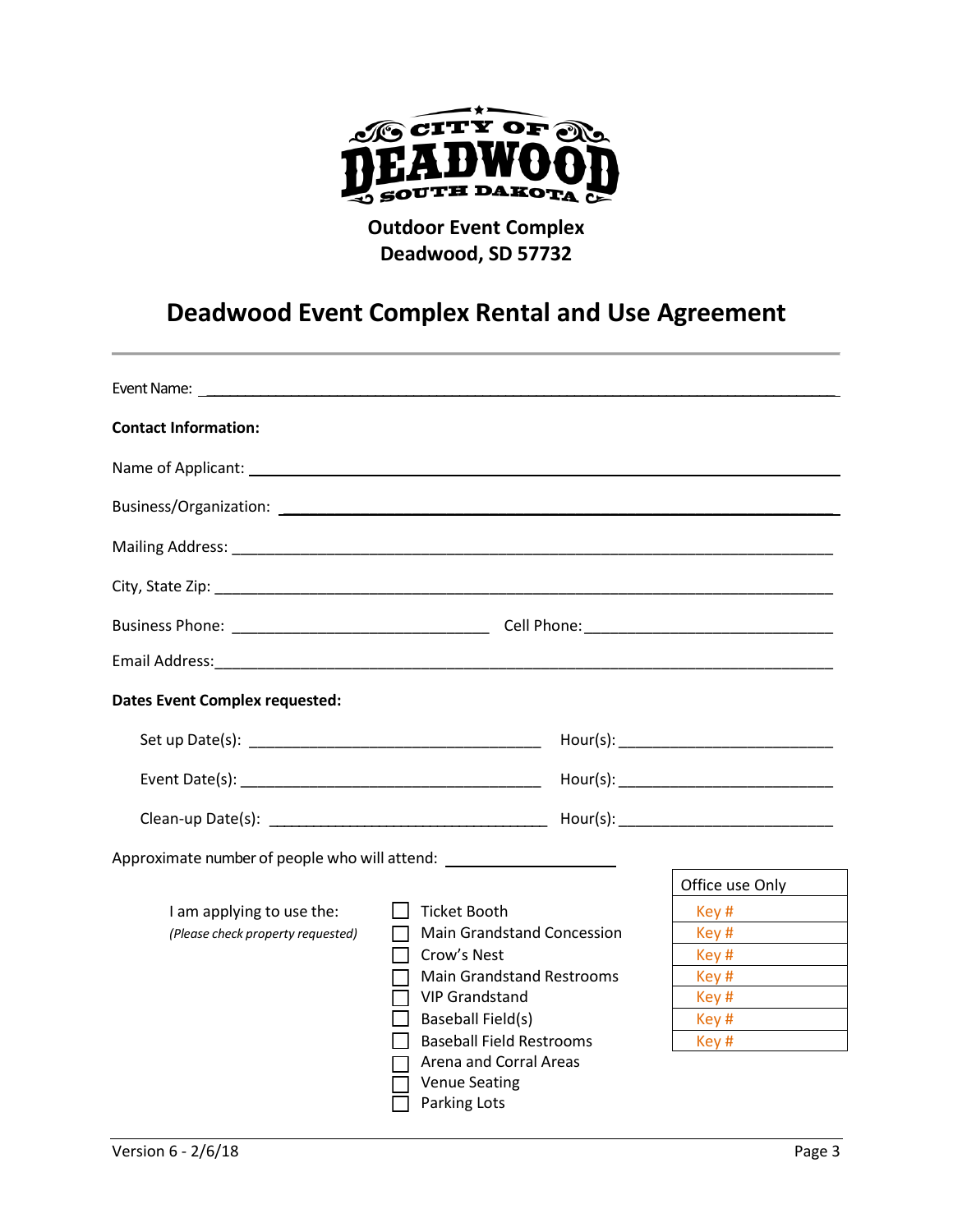CITY OF DEADWOOD SOUTH DAKOTA

**Outdoor Event Complex**
**Deadwood, SD 57732**

# Deadwood Event Complex Rental and Use Agreement

---

Event Name: ______________________________________________________________________

**Contact Information:**

Name of Applicant: ______________________________________________________________

Business/Organization: ___________________________________________________________

Mailing Address: ________________________________________________________________

City, State Zip: _________________________________________________________________

Business Phone: ______________________________ Cell Phone: ____________________________

Email Address: __________________________________________________________________

**Dates Event Complex requested:**

Set up Date(s): __________________________________ Hour(s): _________________________

Event Date(s): ___________________________________ Hour(s): _________________________

Clean-up Date(s): _________________________________ Hour(s): _________________________

Approximate number of people who will attend: ____________________

I am applying to use the:
*(Please check property requested)*

- ☐ Ticket Booth
- ☐ Main Grandstand Concession
- ☐ Crow's Nest
- ☐ Main Grandstand Restrooms
- ☐ VIP Grandstand
- ☐ Baseball Field(s)
- ☐ Baseball Field Restrooms
- ☐ Arena and Corral Areas
- ☐ Venue Seating
- ☐ Parking Lots

| Office use Only |
| --- |
| Key # |
| Key # |
| Key # |
| Key # |
| Key # |
| Key # |
| Key # |

Version 6 - 2/6/18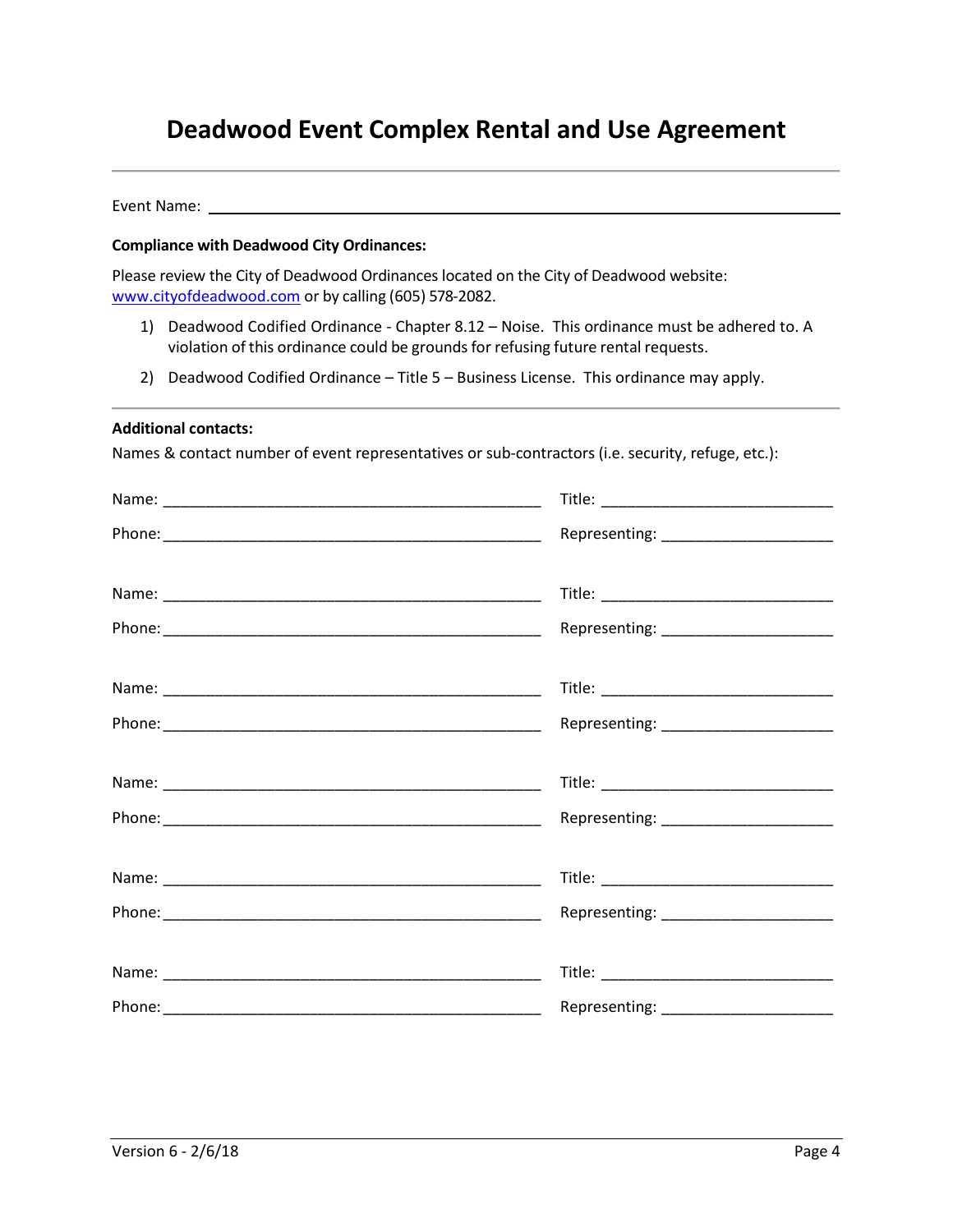# Deadwood Event Complex Rental and Use Agreement

---

Event Name: ________________________________________________________________

**Compliance with Deadwood City Ordinances:**

Please review the City of Deadwood Ordinances located on the City of Deadwood website: www.cityofdeadwood.com or by calling (605) 578-2082.

1) Deadwood Codified Ordinance - Chapter 8.12 – Noise. This ordinance must be adhered to. A violation of this ordinance could be grounds for refusing future rental requests.
2) Deadwood Codified Ordinance – Title 5 – Business License. This ordinance may apply.

---

**Additional contacts:**

Names & contact number of event representatives or sub-contractors (i.e. security, refuge, etc.):

Name: _______________________________________________ Title: ____________________________

Phone: _______________________________________________ Representing: ____________________

Name: _______________________________________________ Title: ____________________________

Phone: _______________________________________________ Representing: ____________________

Name: _______________________________________________ Title: ____________________________

Phone: _______________________________________________ Representing: ____________________

Name: _______________________________________________ Title: ____________________________

Phone: _______________________________________________ Representing: ____________________

Name: _______________________________________________ Title: ____________________________

Phone: _______________________________________________ Representing: ____________________

Name: _______________________________________________ Title: ____________________________

Phone: _______________________________________________ Representing: ____________________

Version 6 - 2/6/18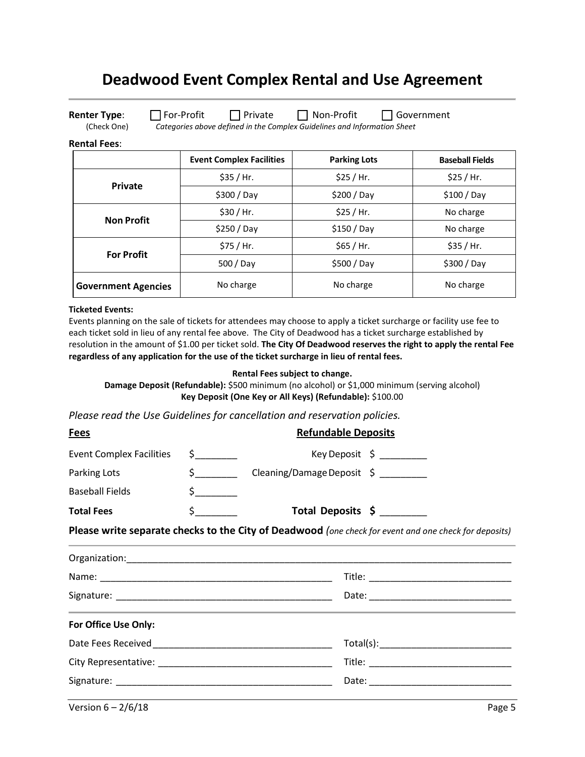# Deadwood Event Complex Rental and Use Agreement

**Renter Type**: ☐ For-Profit ☐ Private ☐ Non-Profit ☐ Government
(Check One) *Categories above defined in the Complex Guidelines and Information Sheet*

**Rental Fees**:

| | Event Complex Facilities | Parking Lots | Baseball Fields |
|---|---|---|---|
| **Private** | $35 / Hr. | $25 / Hr. | $25 / Hr. |
| | $300 / Day | $200 / Day | $100 / Day |
| **Non Profit** | $30 / Hr. | $25 / Hr. | No charge |
| | $250 / Day | $150 / Day | No charge |
| **For Profit** | $75 / Hr. | $65 / Hr. | $35 / Hr. |
| | 500 / Day | $500 / Day | $300 / Day |
| **Government Agencies** | No charge | No charge | No charge |

**Ticketed Events:**

Events planning on the sale of tickets for attendees may choose to apply a ticket surcharge or facility use fee to each ticket sold in lieu of any rental fee above. The City of Deadwood has a ticket surcharge established by resolution in the amount of $1.00 per ticket sold. **The City Of Deadwood reserves the right to apply the rental Fee regardless of any application for the use of the ticket surcharge in lieu of rental fees.**

**Rental Fees subject to change.**

**Damage Deposit (Refundable):** $500 minimum (no alcohol) or $1,000 minimum (serving alcohol)

**Key Deposit (One Key or All Keys) (Refundable):** $100.00

*Please read the Use Guidelines for cancellation and reservation policies.*

| **Fees** | | **Refundable Deposits** | |
|---|---|---|---|
| Event Complex Facilities | $________ | Key Deposit | $ _________ |
| Parking Lots | $________ | Cleaning/Damage Deposit | $ _________ |
| Baseball Fields | $________ | | |
| **Total Fees** | $________ | **Total Deposits** | **$** ________ |

**Please write separate checks to the City of Deadwood** *(one check for event and one check for deposits)*

Organization:___________________________________________________________________________

Name: ____________________________________________ Title: ___________________________

Signature: ________________________________________ Date: ___________________________

**For Office Use Only:**

Date Fees Received __________________________________ Total(s):_________________________

City Representative: _________________________________ Title: ___________________________

Signature: ________________________________________ Date: ___________________________

Version 6 – 2/6/18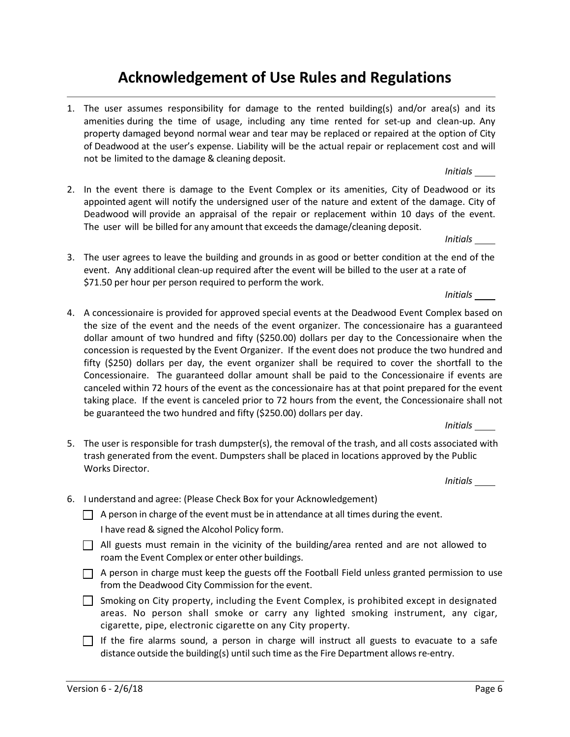# Acknowledgement of Use Rules and Regulations

1. The user assumes responsibility for damage to the rented building(s) and/or area(s) and its amenities during the time of usage, including any time rented for set-up and clean-up. Any property damaged beyond normal wear and tear may be replaced or repaired at the option of City of Deadwood at the user's expense. Liability will be the actual repair or replacement cost and will not be limited to the damage & cleaning deposit.

   *Initials* ____

2. In the event there is damage to the Event Complex or its amenities, City of Deadwood or its appointed agent will notify the undersigned user of the nature and extent of the damage. City of Deadwood will provide an appraisal of the repair or replacement within 10 days of the event. The user will be billed for any amount that exceeds the damage/cleaning deposit.

   *Initials* ____

3. The user agrees to leave the building and grounds in as good or better condition at the end of the event. Any additional clean-up required after the event will be billed to the user at a rate of $71.50 per hour per person required to perform the work.

   *Initials* ____

4. A concessionaire is provided for approved special events at the Deadwood Event Complex based on the size of the event and the needs of the event organizer. The concessionaire has a guaranteed dollar amount of two hundred and fifty ($250.00) dollars per day to the Concessionaire when the concession is requested by the Event Organizer. If the event does not produce the two hundred and fifty ($250) dollars per day, the event organizer shall be required to cover the shortfall to the Concessionaire. The guaranteed dollar amount shall be paid to the Concessionaire if events are canceled within 72 hours of the event as the concessionaire has at that point prepared for the event taking place. If the event is canceled prior to 72 hours from the event, the Concessionaire shall not be guaranteed the two hundred and fifty ($250.00) dollars per day.

   *Initials* ____

5. The user is responsible for trash dumpster(s), the removal of the trash, and all costs associated with trash generated from the event. Dumpsters shall be placed in locations approved by the Public Works Director.

   *Initials* ____

6. I understand and agree: (Please Check Box for your Acknowledgement)

   - ☐ A person in charge of the event must be in attendance at all times during the event.
     I have read & signed the Alcohol Policy form.
   - ☐ All guests must remain in the vicinity of the building/area rented and are not allowed to roam the Event Complex or enter other buildings.
   - ☐ A person in charge must keep the guests off the Football Field unless granted permission to use from the Deadwood City Commission for the event.
   - ☐ Smoking on City property, including the Event Complex, is prohibited except in designated areas. No person shall smoke or carry any lighted smoking instrument, any cigar, cigarette, pipe, electronic cigarette on any City property.
   - ☐ If the fire alarms sound, a person in charge will instruct all guests to evacuate to a safe distance outside the building(s) until such time as the Fire Department allows re-entry.

Version 6 - 2/6/18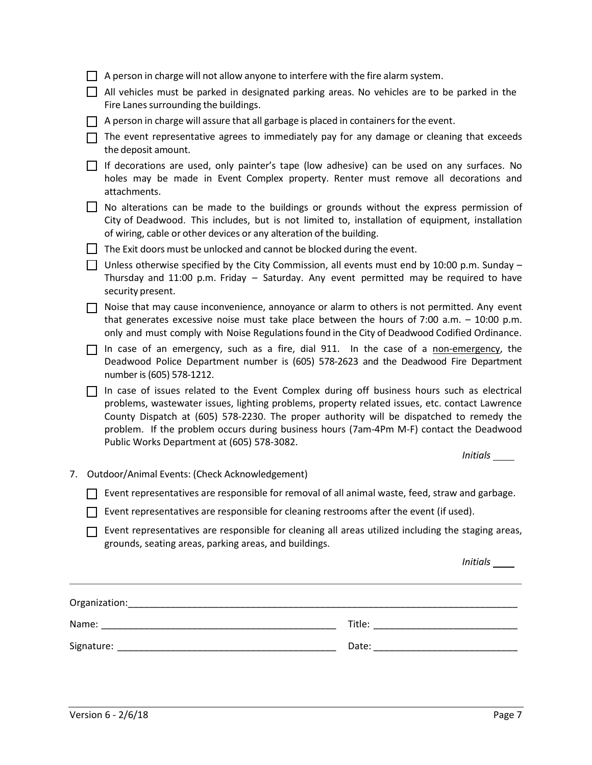- ☐ A person in charge will not allow anyone to interfere with the fire alarm system.
- ☐ All vehicles must be parked in designated parking areas. No vehicles are to be parked in the Fire Lanes surrounding the buildings.
- ☐ A person in charge will assure that all garbage is placed in containers for the event.
- ☐ The event representative agrees to immediately pay for any damage or cleaning that exceeds the deposit amount.
- ☐ If decorations are used, only painter's tape (low adhesive) can be used on any surfaces. No holes may be made in Event Complex property. Renter must remove all decorations and attachments.
- ☐ No alterations can be made to the buildings or grounds without the express permission of City of Deadwood. This includes, but is not limited to, installation of equipment, installation of wiring, cable or other devices or any alteration of the building.
- ☐ The Exit doors must be unlocked and cannot be blocked during the event.
- ☐ Unless otherwise specified by the City Commission, all events must end by 10:00 p.m. Sunday – Thursday and 11:00 p.m. Friday – Saturday. Any event permitted may be required to have security present.
- ☐ Noise that may cause inconvenience, annoyance or alarm to others is not permitted. Any event that generates excessive noise must take place between the hours of 7:00 a.m. – 10:00 p.m. only and must comply with Noise Regulations found in the City of Deadwood Codified Ordinance.
- ☐ In case of an emergency, such as a fire, dial 911. In the case of a <u>non-emergency</u>, the Deadwood Police Department number is (605) 578-2623 and the Deadwood Fire Department number is (605) 578-1212.
- ☐ In case of issues related to the Event Complex during off business hours such as electrical problems, wastewater issues, lighting problems, property related issues, etc. contact Lawrence County Dispatch at (605) 578-2230. The proper authority will be dispatched to remedy the problem. If the problem occurs during business hours (7am-4Pm M-F) contact the Deadwood Public Works Department at (605) 578-3082.

*Initials* ____

7. Outdoor/Animal Events: (Check Acknowledgement)

- ☐ Event representatives are responsible for removal of all animal waste, feed, straw and garbage.
- ☐ Event representatives are responsible for cleaning restrooms after the event (if used).
- ☐ Event representatives are responsible for cleaning all areas utilized including the staging areas, grounds, seating areas, parking areas, and buildings.

*Initials* ____

---

Organization: ____________________________________________

Name: ______________________________ Title: ______________________

Signature: ___________________________ Date: ______________________

Version 6 - 2/6/18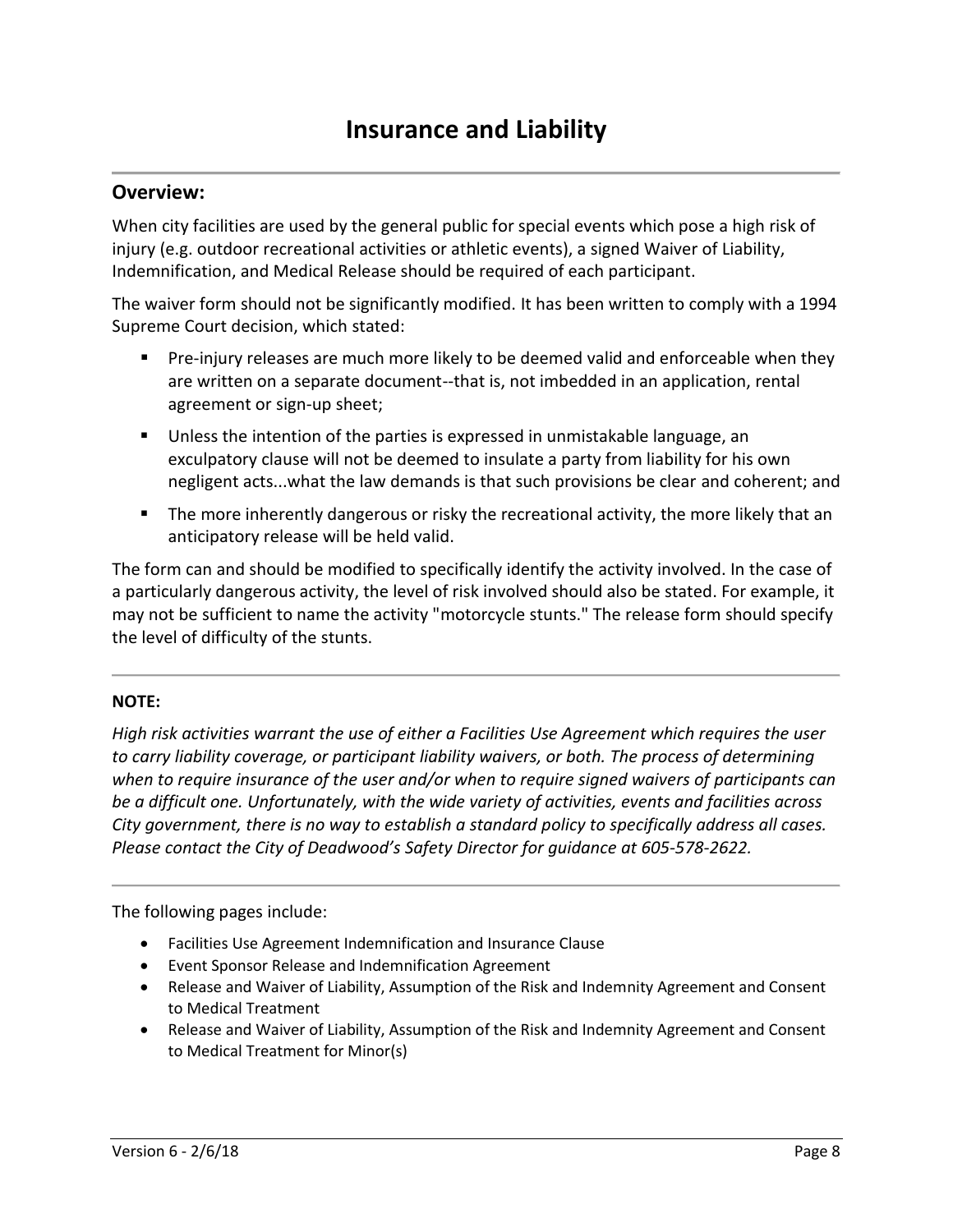# Insurance and Liability

## Overview:

When city facilities are used by the general public for special events which pose a high risk of injury (e.g. outdoor recreational activities or athletic events), a signed Waiver of Liability, Indemnification, and Medical Release should be required of each participant.

The waiver form should not be significantly modified. It has been written to comply with a 1994 Supreme Court decision, which stated:

- Pre-injury releases are much more likely to be deemed valid and enforceable when they are written on a separate document--that is, not imbedded in an application, rental agreement or sign-up sheet;
- Unless the intention of the parties is expressed in unmistakable language, an exculpatory clause will not be deemed to insulate a party from liability for his own negligent acts...what the law demands is that such provisions be clear and coherent; and
- The more inherently dangerous or risky the recreational activity, the more likely that an anticipatory release will be held valid.

The form can and should be modified to specifically identify the activity involved. In the case of a particularly dangerous activity, the level of risk involved should also be stated. For example, it may not be sufficient to name the activity "motorcycle stunts." The release form should specify the level of difficulty of the stunts.

---

**NOTE:**

*High risk activities warrant the use of either a Facilities Use Agreement which requires the user to carry liability coverage, or participant liability waivers, or both. The process of determining when to require insurance of the user and/or when to require signed waivers of participants can be a difficult one. Unfortunately, with the wide variety of activities, events and facilities across City government, there is no way to establish a standard policy to specifically address all cases. Please contact the City of Deadwood's Safety Director for guidance at 605-578-2622.*

---

The following pages include:

- Facilities Use Agreement Indemnification and Insurance Clause
- Event Sponsor Release and Indemnification Agreement
- Release and Waiver of Liability, Assumption of the Risk and Indemnity Agreement and Consent to Medical Treatment
- Release and Waiver of Liability, Assumption of the Risk and Indemnity Agreement and Consent to Medical Treatment for Minor(s)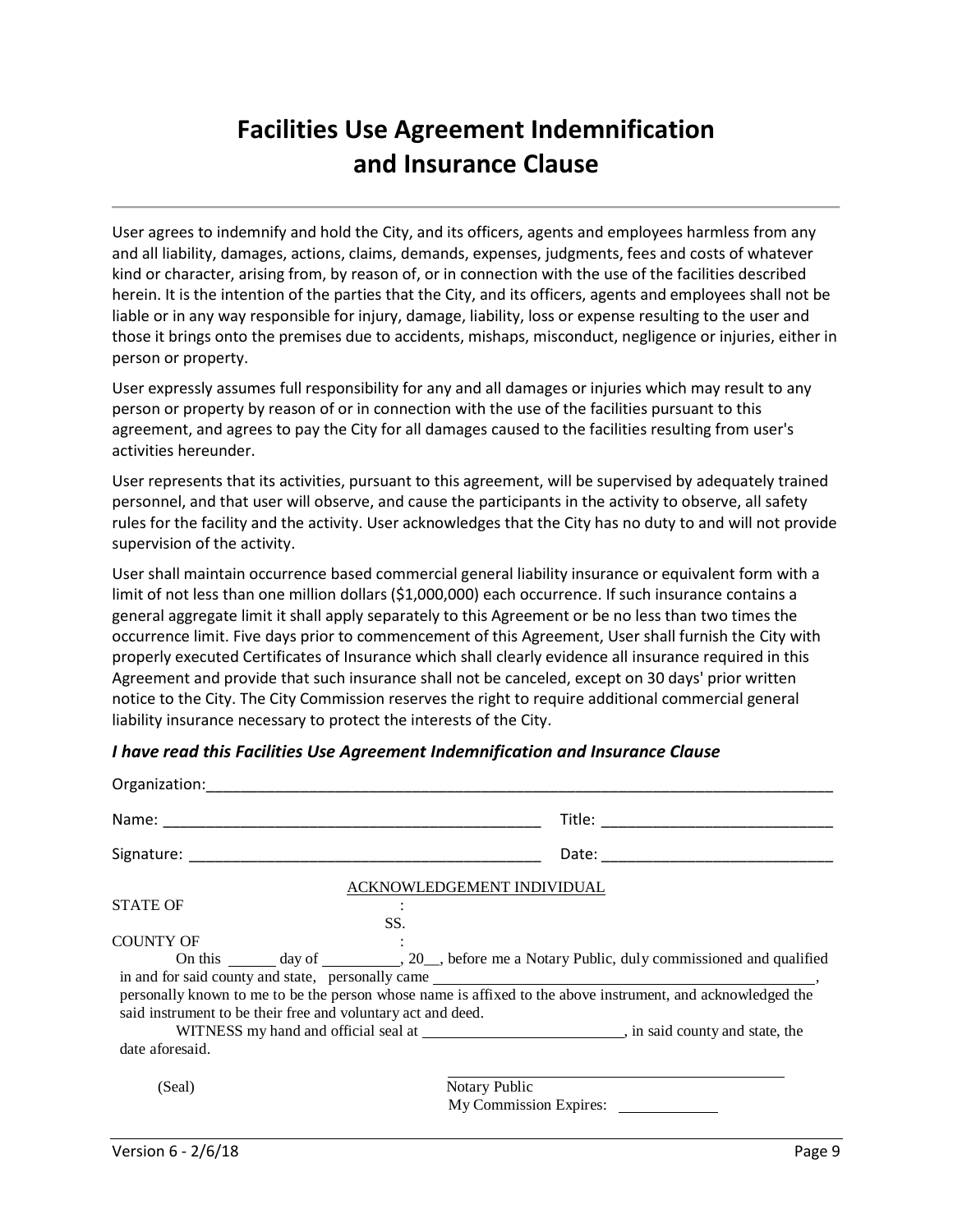# Facilities Use Agreement Indemnification and Insurance Clause

User agrees to indemnify and hold the City, and its officers, agents and employees harmless from any and all liability, damages, actions, claims, demands, expenses, judgments, fees and costs of whatever kind or character, arising from, by reason of, or in connection with the use of the facilities described herein. It is the intention of the parties that the City, and its officers, agents and employees shall not be liable or in any way responsible for injury, damage, liability, loss or expense resulting to the user and those it brings onto the premises due to accidents, mishaps, misconduct, negligence or injuries, either in person or property.

User expressly assumes full responsibility for any and all damages or injuries which may result to any person or property by reason of or in connection with the use of the facilities pursuant to this agreement, and agrees to pay the City for all damages caused to the facilities resulting from user's activities hereunder.

User represents that its activities, pursuant to this agreement, will be supervised by adequately trained personnel, and that user will observe, and cause the participants in the activity to observe, all safety rules for the facility and the activity. User acknowledges that the City has no duty to and will not provide supervision of the activity.

User shall maintain occurrence based commercial general liability insurance or equivalent form with a limit of not less than one million dollars ($1,000,000) each occurrence. If such insurance contains a general aggregate limit it shall apply separately to this Agreement or be no less than two times the occurrence limit. Five days prior to commencement of this Agreement, User shall furnish the City with properly executed Certificates of Insurance which shall clearly evidence all insurance required in this Agreement and provide that such insurance shall not be canceled, except on 30 days' prior written notice to the City. The City Commission reserves the right to require additional commercial general liability insurance necessary to protect the interests of the City.

***I have read this Facilities Use Agreement Indemnification and Insurance Clause***

Organization:______________________________________________________________________

Name: _____________________________________________ Title: ___________________________

Signature: __________________________________________ Date: ___________________________

ACKNOWLEDGEMENT INDIVIDUAL

STATE OF :
SS.
COUNTY OF :

On this ______ day of __________, 20__, before me a Notary Public, duly commissioned and qualified in and for said county and state, personally came ________________________________________________, personally known to me to be the person whose name is affixed to the above instrument, and acknowledged the said instrument to be their free and voluntary act and deed.

WITNESS my hand and official seal at __________________________, in said county and state, the date aforesaid.

(Seal)

_________________________________________
Notary Public
My Commission Expires: ____________

Version 6 - 2/6/18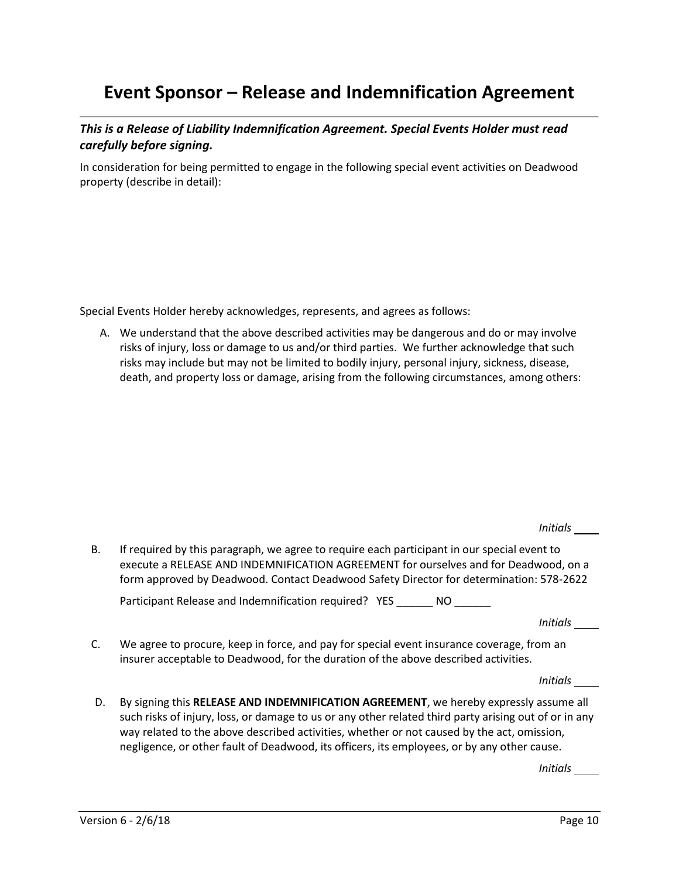# Event Sponsor – Release and Indemnification Agreement

***This is a Release of Liability Indemnification Agreement. Special Events Holder must read carefully before signing.***

In consideration for being permitted to engage in the following special event activities on Deadwood property (describe in detail):

Special Events Holder hereby acknowledges, represents, and agrees as follows:

A. We understand that the above described activities may be dangerous and do or may involve risks of injury, loss or damage to us and/or third parties. We further acknowledge that such risks may include but may not be limited to bodily injury, personal injury, sickness, disease, death, and property loss or damage, arising from the following circumstances, among others:

*Initials* ____

B. If required by this paragraph, we agree to require each participant in our special event to execute a RELEASE AND INDEMNIFICATION AGREEMENT for ourselves and for Deadwood, on a form approved by Deadwood. Contact Deadwood Safety Director for determination: 578-2622

Participant Release and Indemnification required? YES ______ NO ______

*Initials* ____

C. We agree to procure, keep in force, and pay for special event insurance coverage, from an insurer acceptable to Deadwood, for the duration of the above described activities.

*Initials* ____

D. By signing this **RELEASE AND INDEMNIFICATION AGREEMENT**, we hereby expressly assume all such risks of injury, loss, or damage to us or any other related third party arising out of or in any way related to the above described activities, whether or not caused by the act, omission, negligence, or other fault of Deadwood, its officers, its employees, or by any other cause.

*Initials* ____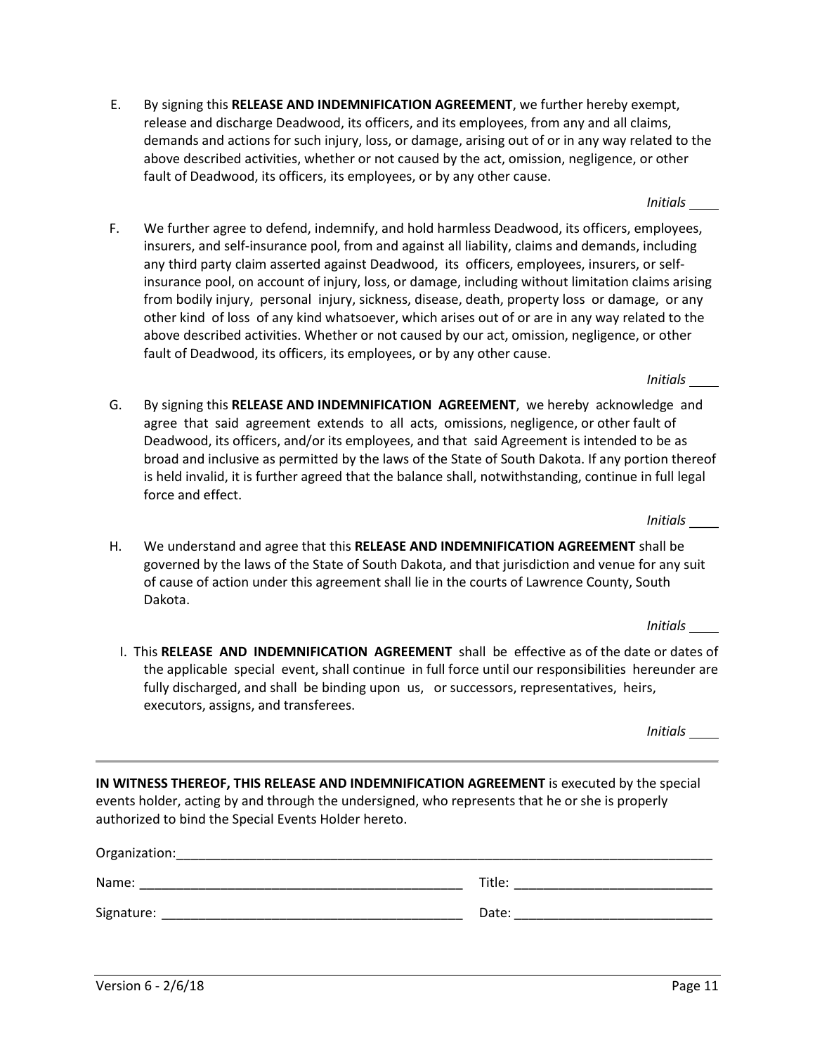E. By signing this **RELEASE AND INDEMNIFICATION AGREEMENT**, we further hereby exempt, release and discharge Deadwood, its officers, and its employees, from any and all claims, demands and actions for such injury, loss, or damage, arising out of or in any way related to the above described activities, whether or not caused by the act, omission, negligence, or other fault of Deadwood, its officers, its employees, or by any other cause.

*Initials* ____

F. We further agree to defend, indemnify, and hold harmless Deadwood, its officers, employees, insurers, and self-insurance pool, from and against all liability, claims and demands, including any third party claim asserted against Deadwood, its officers, employees, insurers, or self-insurance pool, on account of injury, loss, or damage, including without limitation claims arising from bodily injury, personal injury, sickness, disease, death, property loss or damage, or any other kind of loss of any kind whatsoever, which arises out of or are in any way related to the above described activities. Whether or not caused by our act, omission, negligence, or other fault of Deadwood, its officers, its employees, or by any other cause.

*Initials* ____

G. By signing this **RELEASE AND INDEMNIFICATION AGREEMENT**, we hereby acknowledge and agree that said agreement extends to all acts, omissions, negligence, or other fault of Deadwood, its officers, and/or its employees, and that said Agreement is intended to be as broad and inclusive as permitted by the laws of the State of South Dakota. If any portion thereof is held invalid, it is further agreed that the balance shall, notwithstanding, continue in full legal force and effect.

*Initials* ____

H. We understand and agree that this **RELEASE AND INDEMNIFICATION AGREEMENT** shall be governed by the laws of the State of South Dakota, and that jurisdiction and venue for any suit of cause of action under this agreement shall lie in the courts of Lawrence County, South Dakota.

*Initials* ____

I. This **RELEASE AND INDEMNIFICATION AGREEMENT** shall be effective as of the date or dates of the applicable special event, shall continue in full force until our responsibilities hereunder are fully discharged, and shall be binding upon us, or successors, representatives, heirs, executors, assigns, and transferees.

*Initials* ____

---

**IN WITNESS THEREOF, THIS RELEASE AND INDEMNIFICATION AGREEMENT** is executed by the special events holder, acting by and through the undersigned, who represents that he or she is properly authorized to bind the Special Events Holder hereto.

Organization:_______________________________________________________________________________

Name: _______________________________________________ Title: ___________________________

Signature: ___________________________________________ Date: ___________________________

Version 6 - 2/6/18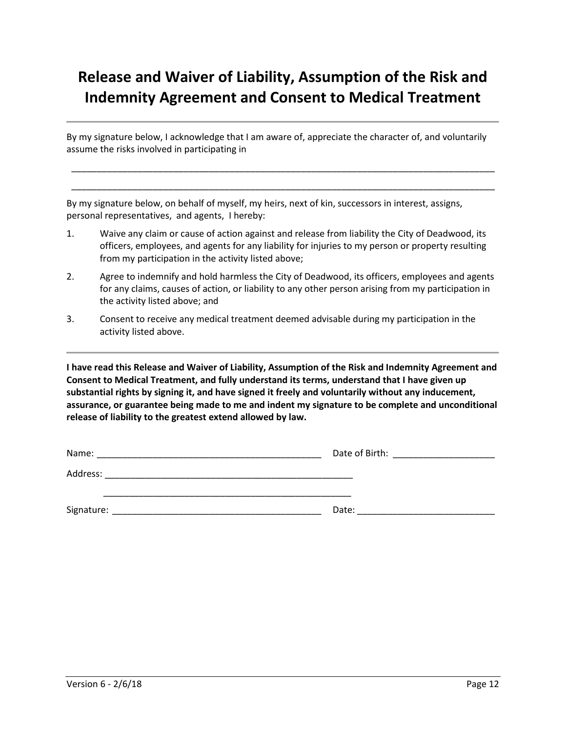# Release and Waiver of Liability, Assumption of the Risk and Indemnity Agreement and Consent to Medical Treatment

By my signature below, I acknowledge that I am aware of, appreciate the character of, and voluntarily assume the risks involved in participating in

_________________________________________________________________________________________

_________________________________________________________________________________________

By my signature below, on behalf of myself, my heirs, next of kin, successors in interest, assigns, personal representatives, and agents, I hereby:

1. Waive any claim or cause of action against and release from liability the City of Deadwood, its officers, employees, and agents for any liability for injuries to my person or property resulting from my participation in the activity listed above;
2. Agree to indemnify and hold harmless the City of Deadwood, its officers, employees and agents for any claims, causes of action, or liability to any other person arising from my participation in the activity listed above; and
3. Consent to receive any medical treatment deemed advisable during my participation in the activity listed above.

**I have read this Release and Waiver of Liability, Assumption of the Risk and Indemnity Agreement and Consent to Medical Treatment, and fully understand its terms, understand that I have given up substantial rights by signing it, and have signed it freely and voluntarily without any inducement, assurance, or guarantee being made to me and indent my signature to be complete and unconditional release of liability to the greatest extend allowed by law.**

Name: _______________________________________________ Date of Birth: ____________________

Address: ____________________________________________________

_____________________________________________________

Signature: __________________________________________ Date: ___________________________

Version 6 - 2/6/18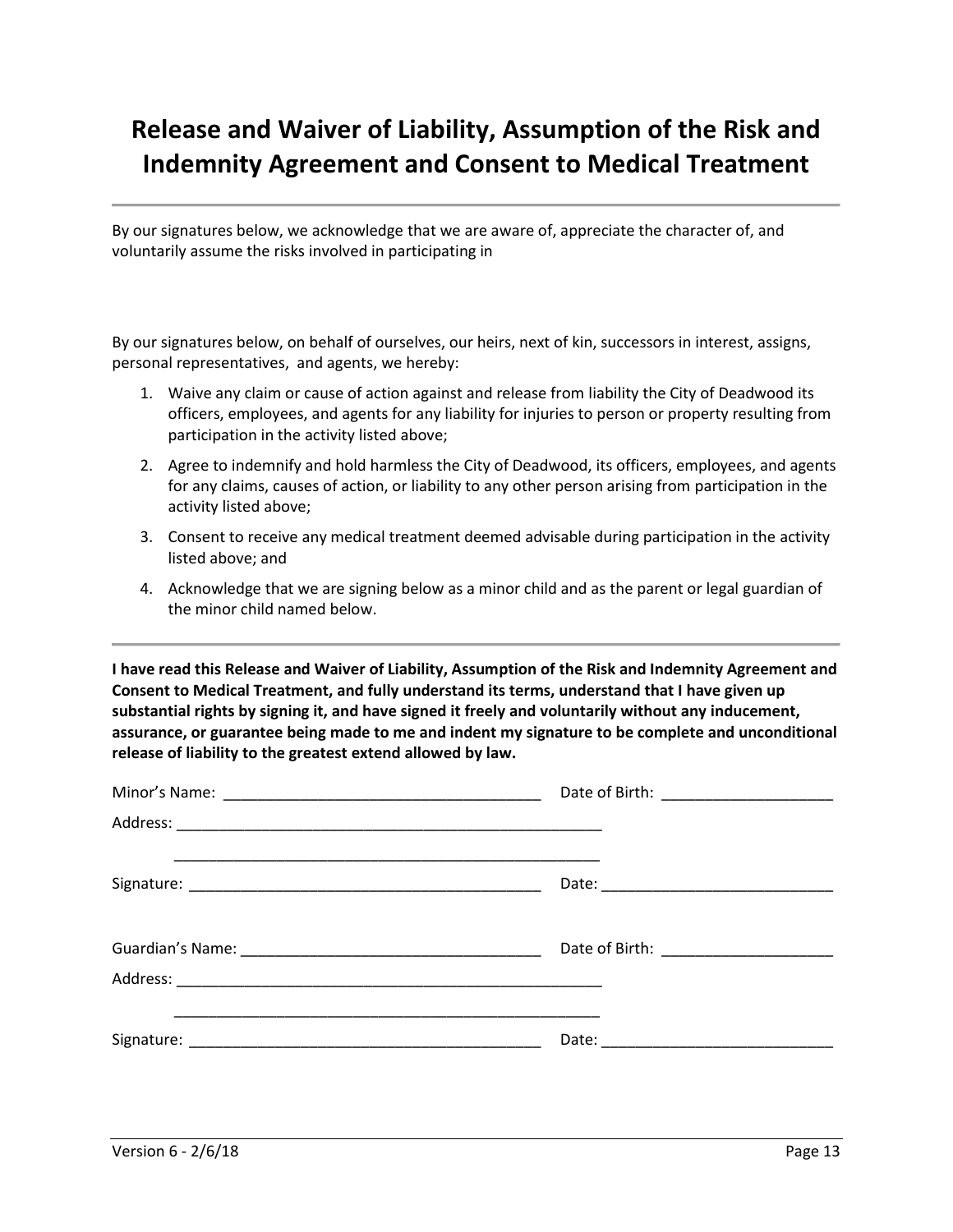# Release and Waiver of Liability, Assumption of the Risk and Indemnity Agreement and Consent to Medical Treatment

---

By our signatures below, we acknowledge that we are aware of, appreciate the character of, and voluntarily assume the risks involved in participating in

By our signatures below, on behalf of ourselves, our heirs, next of kin, successors in interest, assigns, personal representatives, and agents, we hereby:

1. Waive any claim or cause of action against and release from liability the City of Deadwood its officers, employees, and agents for any liability for injuries to person or property resulting from participation in the activity listed above;
2. Agree to indemnify and hold harmless the City of Deadwood, its officers, employees, and agents for any claims, causes of action, or liability to any other person arising from participation in the activity listed above;
3. Consent to receive any medical treatment deemed advisable during participation in the activity listed above; and
4. Acknowledge that we are signing below as a minor child and as the parent or legal guardian of the minor child named below.

---

**I have read this Release and Waiver of Liability, Assumption of the Risk and Indemnity Agreement and Consent to Medical Treatment, and fully understand its terms, understand that I have given up substantial rights by signing it, and have signed it freely and voluntarily without any inducement, assurance, or guarantee being made to me and indent my signature to be complete and unconditional release of liability to the greatest extend allowed by law.**

Minor's Name: _____________________________________ Date of Birth: ___________________

Address: __________________________________________________

__________________________________________________

Signature: _________________________________________ Date: __________________________

Guardian's Name: ___________________________________ Date of Birth: ___________________

Address: __________________________________________________

__________________________________________________

Signature: _________________________________________ Date: __________________________

Version 6 - 2/6/18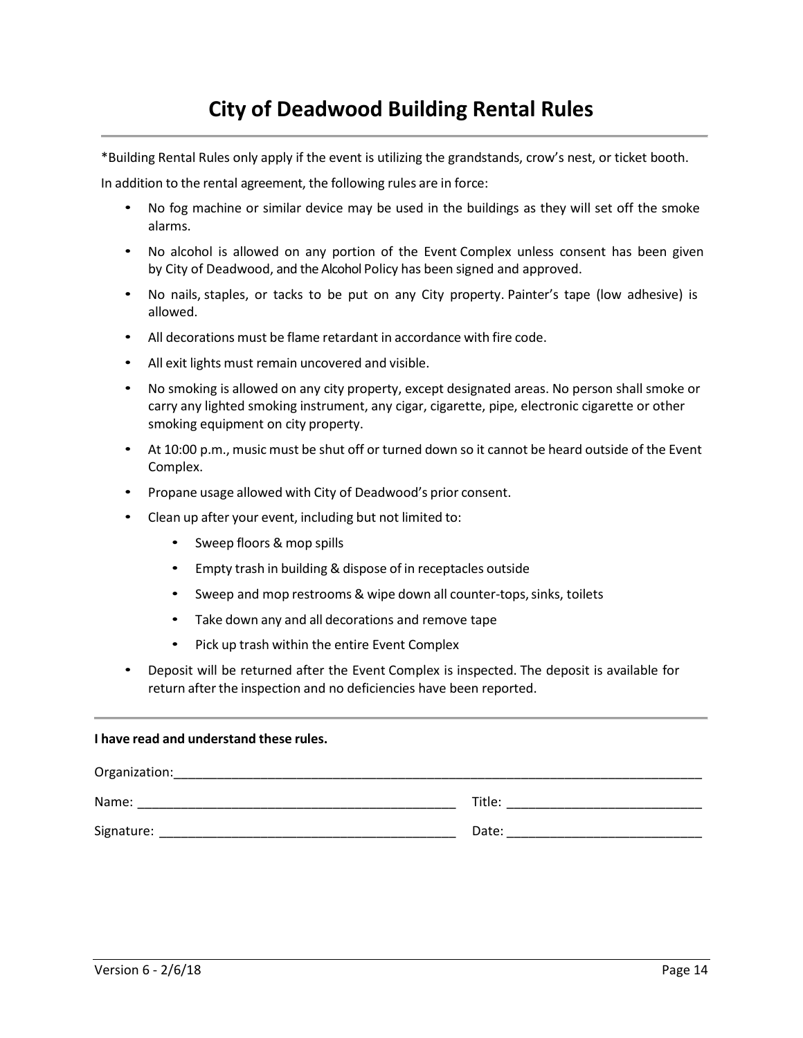# City of Deadwood Building Rental Rules

*Building Rental Rules only apply if the event is utilizing the grandstands, crow's nest, or ticket booth.

In addition to the rental agreement, the following rules are in force:

- No fog machine or similar device may be used in the buildings as they will set off the smoke alarms.
- No alcohol is allowed on any portion of the Event Complex unless consent has been given by City of Deadwood, and the Alcohol Policy has been signed and approved.
- No nails, staples, or tacks to be put on any City property. Painter's tape (low adhesive) is allowed.
- All decorations must be flame retardant in accordance with fire code.
- All exit lights must remain uncovered and visible.
- No smoking is allowed on any city property, except designated areas. No person shall smoke or carry any lighted smoking instrument, any cigar, cigarette, pipe, electronic cigarette or other smoking equipment on city property.
- At 10:00 p.m., music must be shut off or turned down so it cannot be heard outside of the Event Complex.
- Propane usage allowed with City of Deadwood's prior consent.
- Clean up after your event, including but not limited to:
  - Sweep floors & mop spills
  - Empty trash in building & dispose of in receptacles outside
  - Sweep and mop restrooms & wipe down all counter-tops, sinks, toilets
  - Take down any and all decorations and remove tape
  - Pick up trash within the entire Event Complex
- Deposit will be returned after the Event Complex is inspected. The deposit is available for return after the inspection and no deficiencies have been reported.

---

**I have read and understand these rules.**

Organization:______________________________________________________________________________

Name: _____________________________________________ Title: ___________________________

Signature: _________________________________________ Date: ___________________________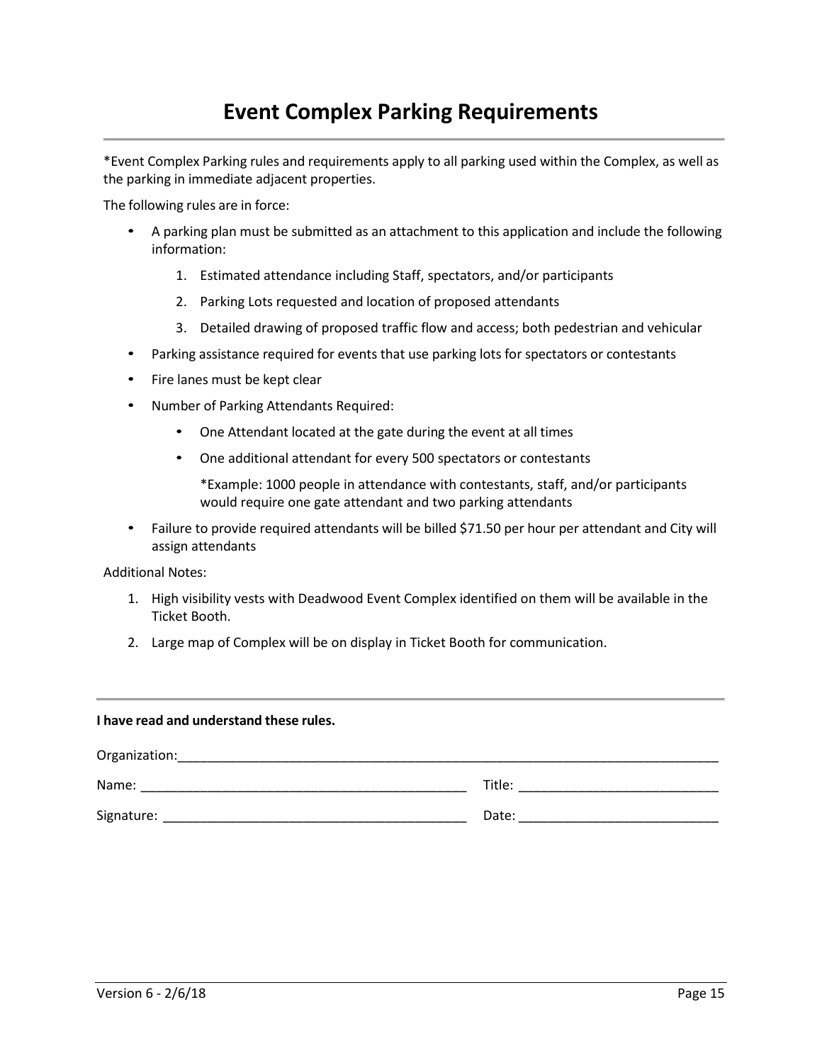# Event Complex Parking Requirements

*Event Complex Parking rules and requirements apply to all parking used within the Complex, as well as the parking in immediate adjacent properties.

The following rules are in force:

- A parking plan must be submitted as an attachment to this application and include the following information:
    1. Estimated attendance including Staff, spectators, and/or participants
    2. Parking Lots requested and location of proposed attendants
    3. Detailed drawing of proposed traffic flow and access; both pedestrian and vehicular
- Parking assistance required for events that use parking lots for spectators or contestants
- Fire lanes must be kept clear
- Number of Parking Attendants Required:
    - One Attendant located at the gate during the event at all times
    - One additional attendant for every 500 spectators or contestants

      *Example: 1000 people in attendance with contestants, staff, and/or participants would require one gate attendant and two parking attendants
- Failure to provide required attendants will be billed $71.50 per hour per attendant and City will assign attendants

Additional Notes:

1. High visibility vests with Deadwood Event Complex identified on them will be available in the Ticket Booth.
2. Large map of Complex will be on display in Ticket Booth for communication.

---

**I have read and understand these rules.**

Organization:\_\_\_\_\_\_\_\_\_\_\_\_\_\_\_\_\_\_\_\_\_\_\_\_\_\_\_\_\_\_\_\_\_\_\_\_\_\_\_\_\_\_\_\_\_\_\_\_\_\_\_\_\_\_\_\_\_\_\_\_

Name: \_\_\_\_\_\_\_\_\_\_\_\_\_\_\_\_\_\_\_\_\_\_\_\_\_\_\_\_\_\_\_\_\_\_\_\_ Title: \_\_\_\_\_\_\_\_\_\_\_\_\_\_\_\_\_\_\_\_\_

Signature: \_\_\_\_\_\_\_\_\_\_\_\_\_\_\_\_\_\_\_\_\_\_\_\_\_\_\_\_\_\_\_\_\_ Date: \_\_\_\_\_\_\_\_\_\_\_\_\_\_\_\_\_\_\_\_\_

Version 6 - 2/6/18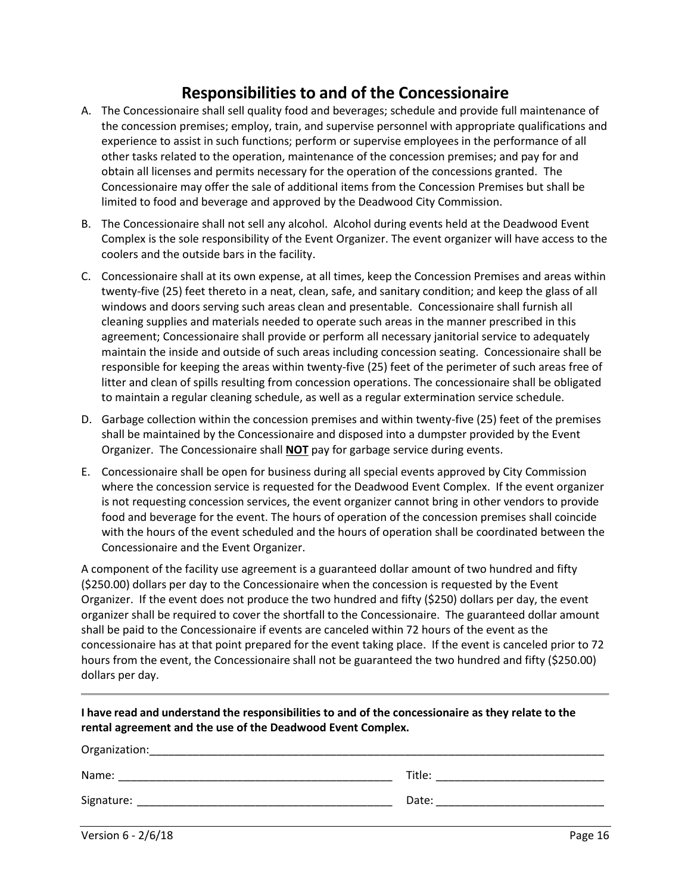# Responsibilities to and of the Concessionaire

A. The Concessionaire shall sell quality food and beverages; schedule and provide full maintenance of the concession premises; employ, train, and supervise personnel with appropriate qualifications and experience to assist in such functions; perform or supervise employees in the performance of all other tasks related to the operation, maintenance of the concession premises; and pay for and obtain all licenses and permits necessary for the operation of the concessions granted. The Concessionaire may offer the sale of additional items from the Concession Premises but shall be limited to food and beverage and approved by the Deadwood City Commission.

B. The Concessionaire shall not sell any alcohol. Alcohol during events held at the Deadwood Event Complex is the sole responsibility of the Event Organizer. The event organizer will have access to the coolers and the outside bars in the facility.

C. Concessionaire shall at its own expense, at all times, keep the Concession Premises and areas within twenty-five (25) feet thereto in a neat, clean, safe, and sanitary condition; and keep the glass of all windows and doors serving such areas clean and presentable. Concessionaire shall furnish all cleaning supplies and materials needed to operate such areas in the manner prescribed in this agreement; Concessionaire shall provide or perform all necessary janitorial service to adequately maintain the inside and outside of such areas including concession seating. Concessionaire shall be responsible for keeping the areas within twenty-five (25) feet of the perimeter of such areas free of litter and clean of spills resulting from concession operations. The concessionaire shall be obligated to maintain a regular cleaning schedule, as well as a regular extermination service schedule.

D. Garbage collection within the concession premises and within twenty-five (25) feet of the premises shall be maintained by the Concessionaire and disposed into a dumpster provided by the Event Organizer. The Concessionaire shall **NOT** pay for garbage service during events.

E. Concessionaire shall be open for business during all special events approved by City Commission where the concession service is requested for the Deadwood Event Complex. If the event organizer is not requesting concession services, the event organizer cannot bring in other vendors to provide food and beverage for the event. The hours of operation of the concession premises shall coincide with the hours of the event scheduled and the hours of operation shall be coordinated between the Concessionaire and the Event Organizer.

A component of the facility use agreement is a guaranteed dollar amount of two hundred and fifty ($250.00) dollars per day to the Concessionaire when the concession is requested by the Event Organizer. If the event does not produce the two hundred and fifty ($250) dollars per day, the event organizer shall be required to cover the shortfall to the Concessionaire. The guaranteed dollar amount shall be paid to the Concessionaire if events are canceled within 72 hours of the event as the concessionaire has at that point prepared for the event taking place. If the event is canceled prior to 72 hours from the event, the Concessionaire shall not be guaranteed the two hundred and fifty ($250.00) dollars per day.

---

**I have read and understand the responsibilities to and of the concessionaire as they relate to the rental agreement and the use of the Deadwood Event Complex.**

Organization:_______________________________________________

Name: ______________________________ Title: ____________________

Signature: ___________________________ Date: ____________________

Version 6 - 2/6/18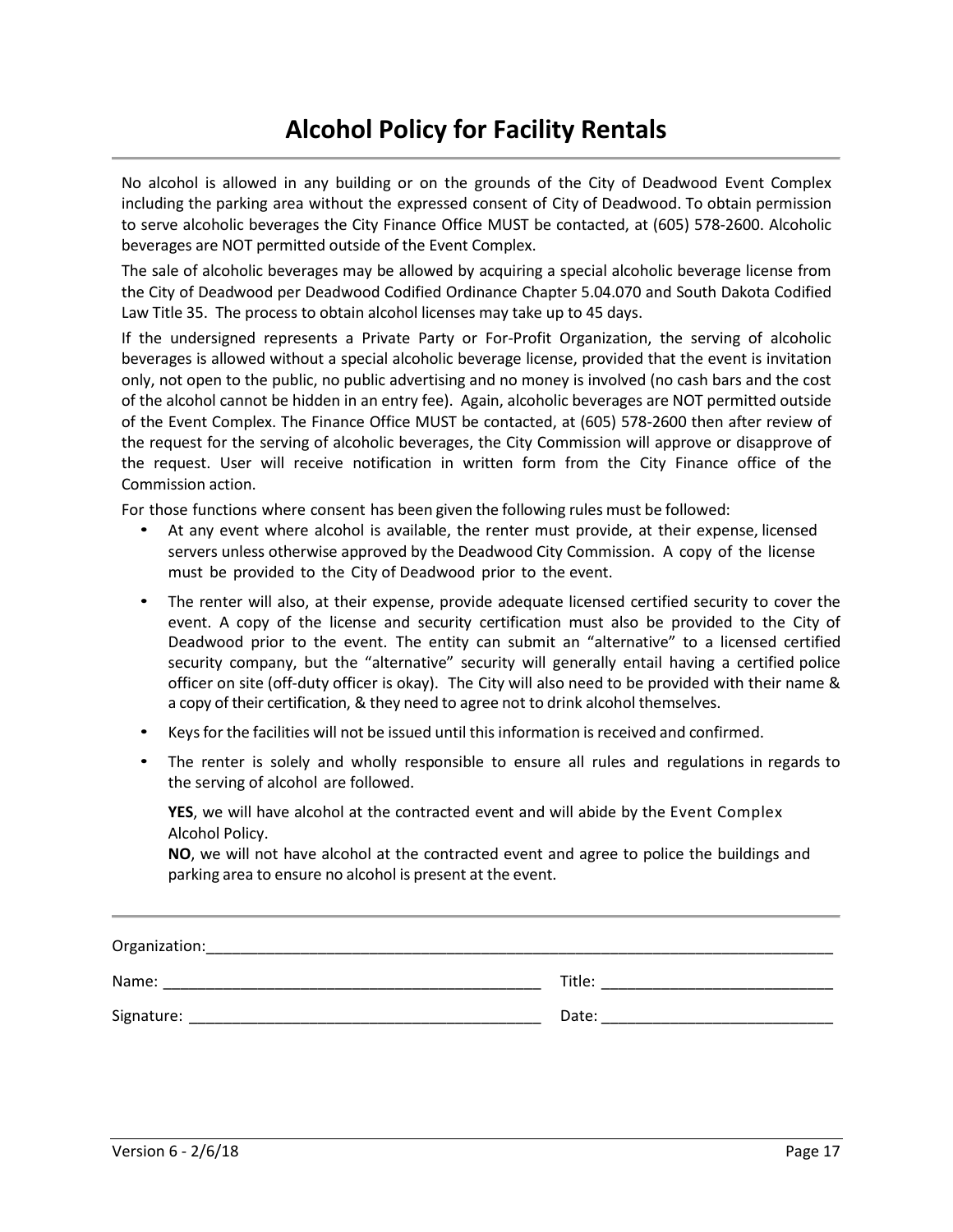# Alcohol Policy for Facility Rentals

No alcohol is allowed in any building or on the grounds of the City of Deadwood Event Complex including the parking area without the expressed consent of City of Deadwood. To obtain permission to serve alcoholic beverages the City Finance Office MUST be contacted, at (605) 578-2600. Alcoholic beverages are NOT permitted outside of the Event Complex.

The sale of alcoholic beverages may be allowed by acquiring a special alcoholic beverage license from the City of Deadwood per Deadwood Codified Ordinance Chapter 5.04.070 and South Dakota Codified Law Title 35. The process to obtain alcohol licenses may take up to 45 days.

If the undersigned represents a Private Party or For-Profit Organization, the serving of alcoholic beverages is allowed without a special alcoholic beverage license, provided that the event is invitation only, not open to the public, no public advertising and no money is involved (no cash bars and the cost of the alcohol cannot be hidden in an entry fee). Again, alcoholic beverages are NOT permitted outside of the Event Complex. The Finance Office MUST be contacted, at (605) 578-2600 then after review of the request for the serving of alcoholic beverages, the City Commission will approve or disapprove of the request. User will receive notification in written form from the City Finance office of the Commission action.

For those functions where consent has been given the following rules must be followed:

- At any event where alcohol is available, the renter must provide, at their expense, licensed servers unless otherwise approved by the Deadwood City Commission. A copy of the license must be provided to the City of Deadwood prior to the event.
- The renter will also, at their expense, provide adequate licensed certified security to cover the event. A copy of the license and security certification must also be provided to the City of Deadwood prior to the event. The entity can submit an "alternative" to a licensed certified security company, but the "alternative" security will generally entail having a certified police officer on site (off-duty officer is okay). The City will also need to be provided with their name & a copy of their certification, & they need to agree not to drink alcohol themselves.
- Keys for the facilities will not be issued until this information is received and confirmed.
- The renter is solely and wholly responsible to ensure all rules and regulations in regards to the serving of alcohol are followed.

  **YES**, we will have alcohol at the contracted event and will abide by the Event Complex Alcohol Policy.

  **NO**, we will not have alcohol at the contracted event and agree to police the buildings and parking area to ensure no alcohol is present at the event.

---

Organization:______________________________________________________________________

Name: ____________________________________________ Title: __________________________

Signature: ________________________________________ Date: __________________________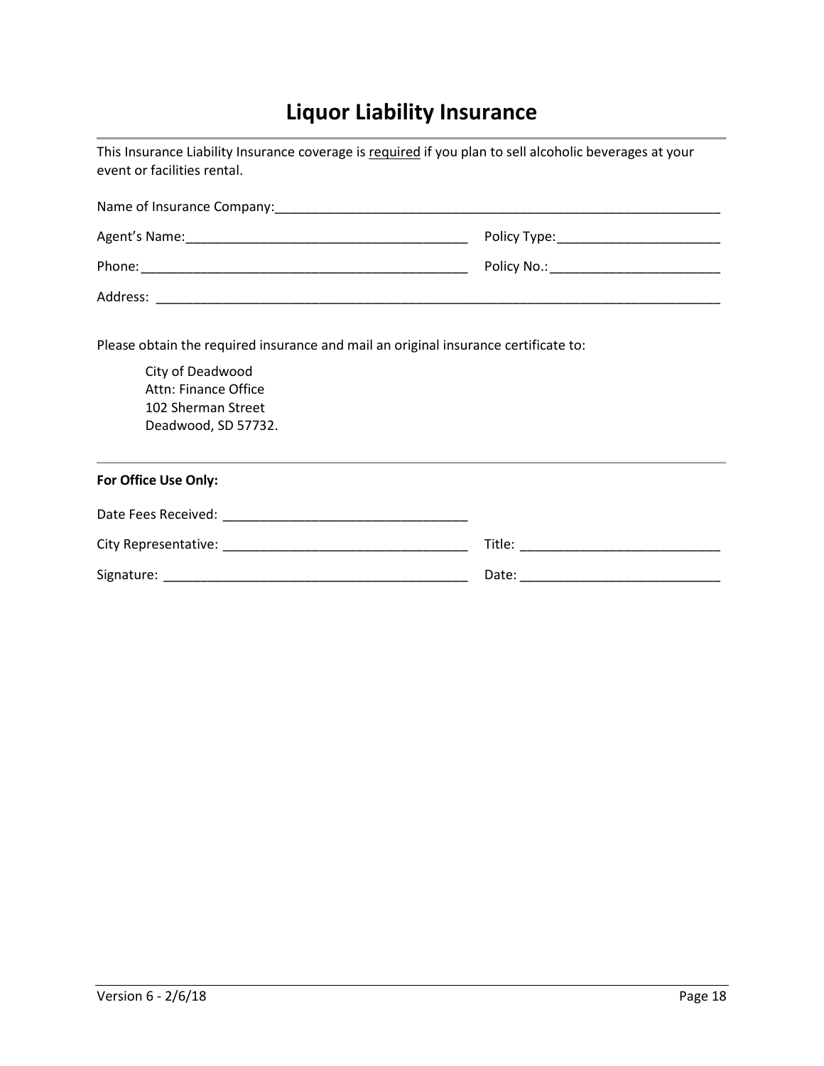# Liquor Liability Insurance

This Insurance Liability Insurance coverage is <u>required</u> if you plan to sell alcoholic beverages at your event or facilities rental.

Name of Insurance Company:_______________________________________________

Agent's Name:_______________________________ Policy Type:_____________________

Phone:____________________________________ Policy No.:______________________

Address: ____________________________________________________________

Please obtain the required insurance and mail an original insurance certificate to:

> City of Deadwood
> Attn: Finance Office
> 102 Sherman Street
> Deadwood, SD 57732.

---

**For Office Use Only:**

Date Fees Received: ___________________________

City Representative: ___________________________ Title: ______________________

Signature: _________________________________ Date: ______________________

Version 6 - 2/6/18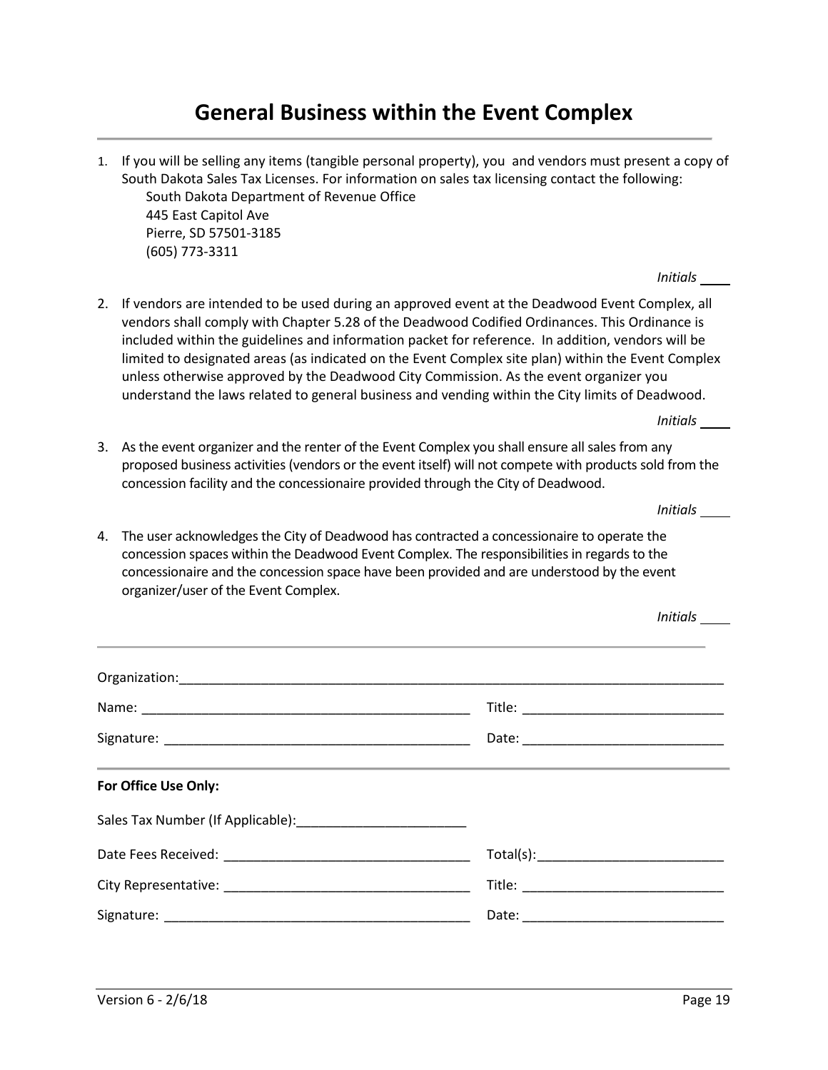# General Business within the Event Complex

1. If you will be selling any items (tangible personal property), you and vendors must present a copy of South Dakota Sales Tax Licenses. For information on sales tax licensing contact the following:
   South Dakota Department of Revenue Office
   445 East Capitol Ave
   Pierre, SD 57501-3185
   (605) 773-3311

   *Initials* ____

2. If vendors are intended to be used during an approved event at the Deadwood Event Complex, all vendors shall comply with Chapter 5.28 of the Deadwood Codified Ordinances. This Ordinance is included within the guidelines and information packet for reference. In addition, vendors will be limited to designated areas (as indicated on the Event Complex site plan) within the Event Complex unless otherwise approved by the Deadwood City Commission. As the event organizer you understand the laws related to general business and vending within the City limits of Deadwood.

   *Initials* ____

3. As the event organizer and the renter of the Event Complex you shall ensure all sales from any proposed business activities (vendors or the event itself) will not compete with products sold from the concession facility and the concessionaire provided through the City of Deadwood.

   *Initials* ____

4. The user acknowledges the City of Deadwood has contracted a concessionaire to operate the concession spaces within the Deadwood Event Complex. The responsibilities in regards to the concessionaire and the concession space have been provided and are understood by the event organizer/user of the Event Complex.

   *Initials* ____

---

Organization:______________________________________________________________

Name: ____________________________________ Title: ________________________

Signature: ________________________________ Date: ________________________

---

**For Office Use Only:**

Sales Tax Number (If Applicable):______________________

Date Fees Received: ____________________________ Total(s):______________________

City Representative: ____________________________ Title: ________________________

Signature: ________________________________ Date: ________________________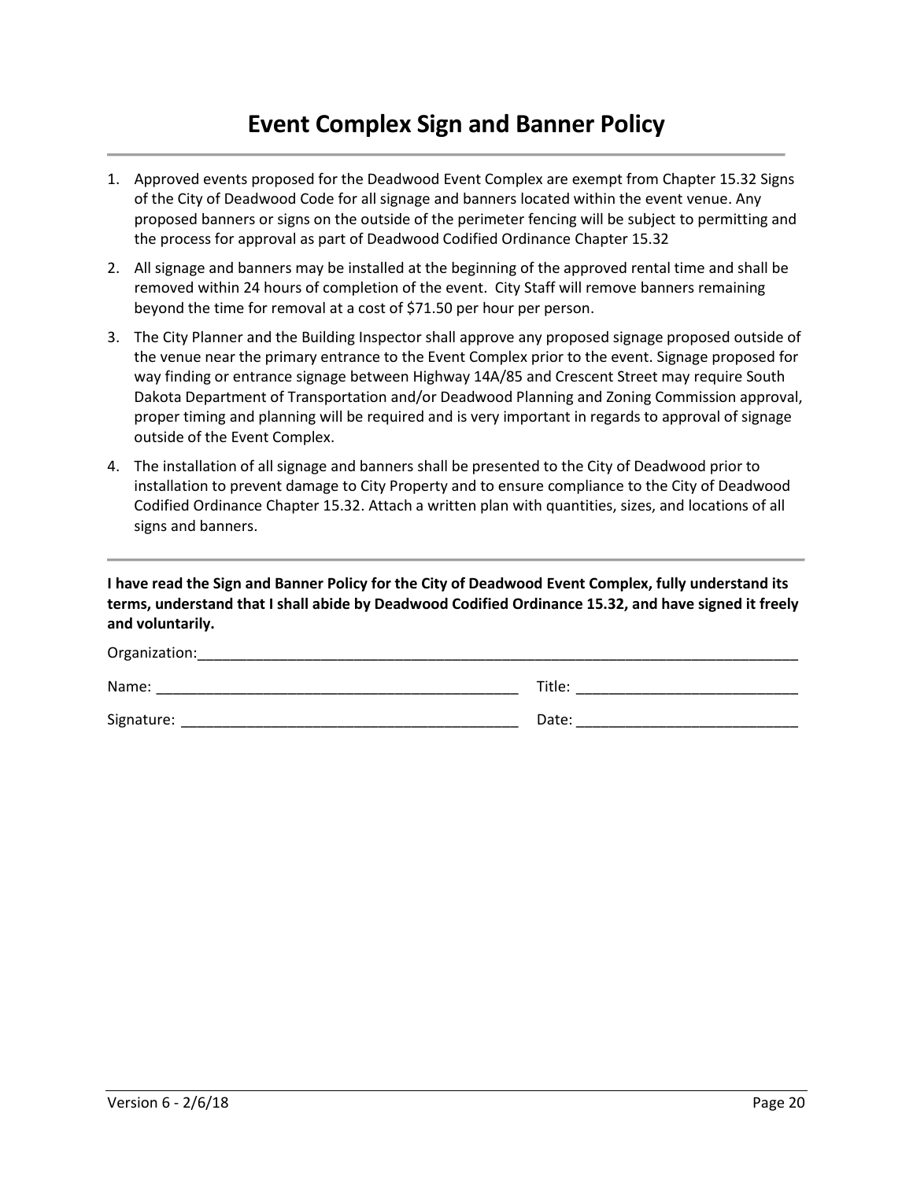# Event Complex Sign and Banner Policy

1. Approved events proposed for the Deadwood Event Complex are exempt from Chapter 15.32 Signs of the City of Deadwood Code for all signage and banners located within the event venue. Any proposed banners or signs on the outside of the perimeter fencing will be subject to permitting and the process for approval as part of Deadwood Codified Ordinance Chapter 15.32
2. All signage and banners may be installed at the beginning of the approved rental time and shall be removed within 24 hours of completion of the event. City Staff will remove banners remaining beyond the time for removal at a cost of $71.50 per hour per person.
3. The City Planner and the Building Inspector shall approve any proposed signage proposed outside of the venue near the primary entrance to the Event Complex prior to the event. Signage proposed for way finding or entrance signage between Highway 14A/85 and Crescent Street may require South Dakota Department of Transportation and/or Deadwood Planning and Zoning Commission approval, proper timing and planning will be required and is very important in regards to approval of signage outside of the Event Complex.
4. The installation of all signage and banners shall be presented to the City of Deadwood prior to installation to prevent damage to City Property and to ensure compliance to the City of Deadwood Codified Ordinance Chapter 15.32. Attach a written plan with quantities, sizes, and locations of all signs and banners.

---

**I have read the Sign and Banner Policy for the City of Deadwood Event Complex, fully understand its terms, understand that I shall abide by Deadwood Codified Ordinance 15.32, and have signed it freely and voluntarily.**

Organization:______________________________________________________________________________

Name: ______________________________________________ Title: ___________________________

Signature: __________________________________________ Date: ___________________________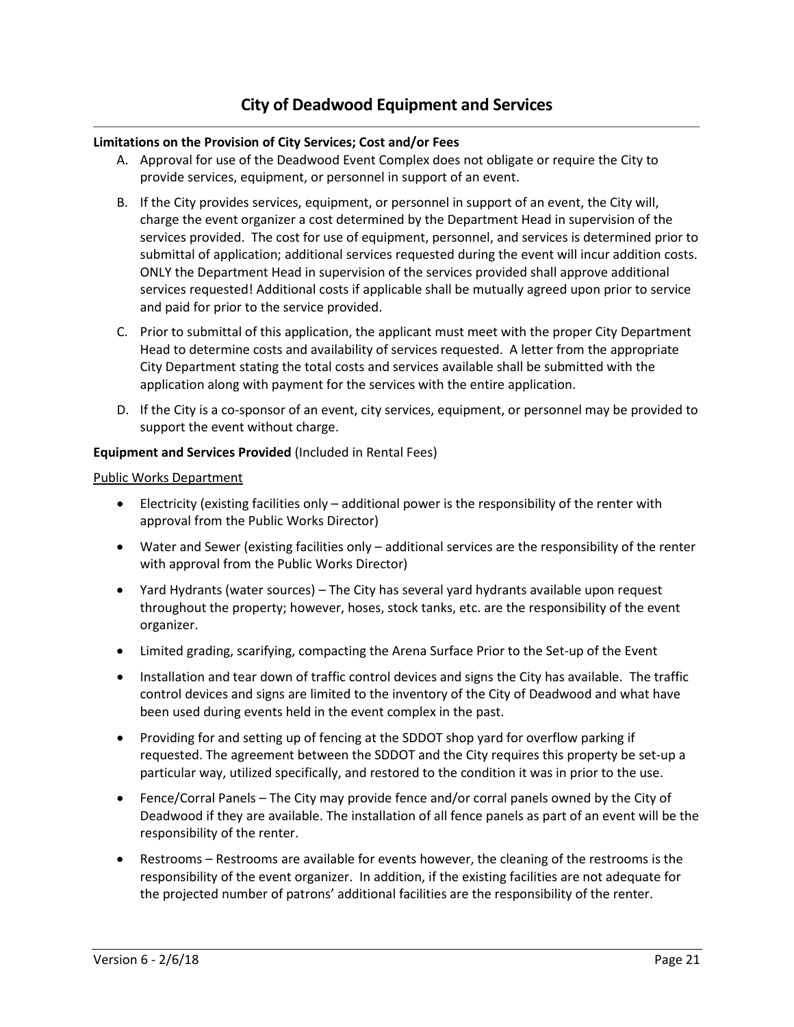# City of Deadwood Equipment and Services

**Limitations on the Provision of City Services; Cost and/or Fees**

A. Approval for use of the Deadwood Event Complex does not obligate or require the City to provide services, equipment, or personnel in support of an event.

B. If the City provides services, equipment, or personnel in support of an event, the City will, charge the event organizer a cost determined by the Department Head in supervision of the services provided. The cost for use of equipment, personnel, and services is determined prior to submittal of application; additional services requested during the event will incur addition costs. ONLY the Department Head in supervision of the services provided shall approve additional services requested! Additional costs if applicable shall be mutually agreed upon prior to service and paid for prior to the service provided.

C. Prior to submittal of this application, the applicant must meet with the proper City Department Head to determine costs and availability of services requested. A letter from the appropriate City Department stating the total costs and services available shall be submitted with the application along with payment for the services with the entire application.

D. If the City is a co-sponsor of an event, city services, equipment, or personnel may be provided to support the event without charge.

**Equipment and Services Provided** (Included in Rental Fees)

Public Works Department

- Electricity (existing facilities only – additional power is the responsibility of the renter with approval from the Public Works Director)
- Water and Sewer (existing facilities only – additional services are the responsibility of the renter with approval from the Public Works Director)
- Yard Hydrants (water sources) – The City has several yard hydrants available upon request throughout the property; however, hoses, stock tanks, etc. are the responsibility of the event organizer.
- Limited grading, scarifying, compacting the Arena Surface Prior to the Set-up of the Event
- Installation and tear down of traffic control devices and signs the City has available. The traffic control devices and signs are limited to the inventory of the City of Deadwood and what have been used during events held in the event complex in the past.
- Providing for and setting up of fencing at the SDDOT shop yard for overflow parking if requested. The agreement between the SDDOT and the City requires this property be set-up a particular way, utilized specifically, and restored to the condition it was in prior to the use.
- Fence/Corral Panels – The City may provide fence and/or corral panels owned by the City of Deadwood if they are available. The installation of all fence panels as part of an event will be the responsibility of the renter.
- Restrooms – Restrooms are available for events however, the cleaning of the restrooms is the responsibility of the event organizer. In addition, if the existing facilities are not adequate for the projected number of patrons' additional facilities are the responsibility of the renter.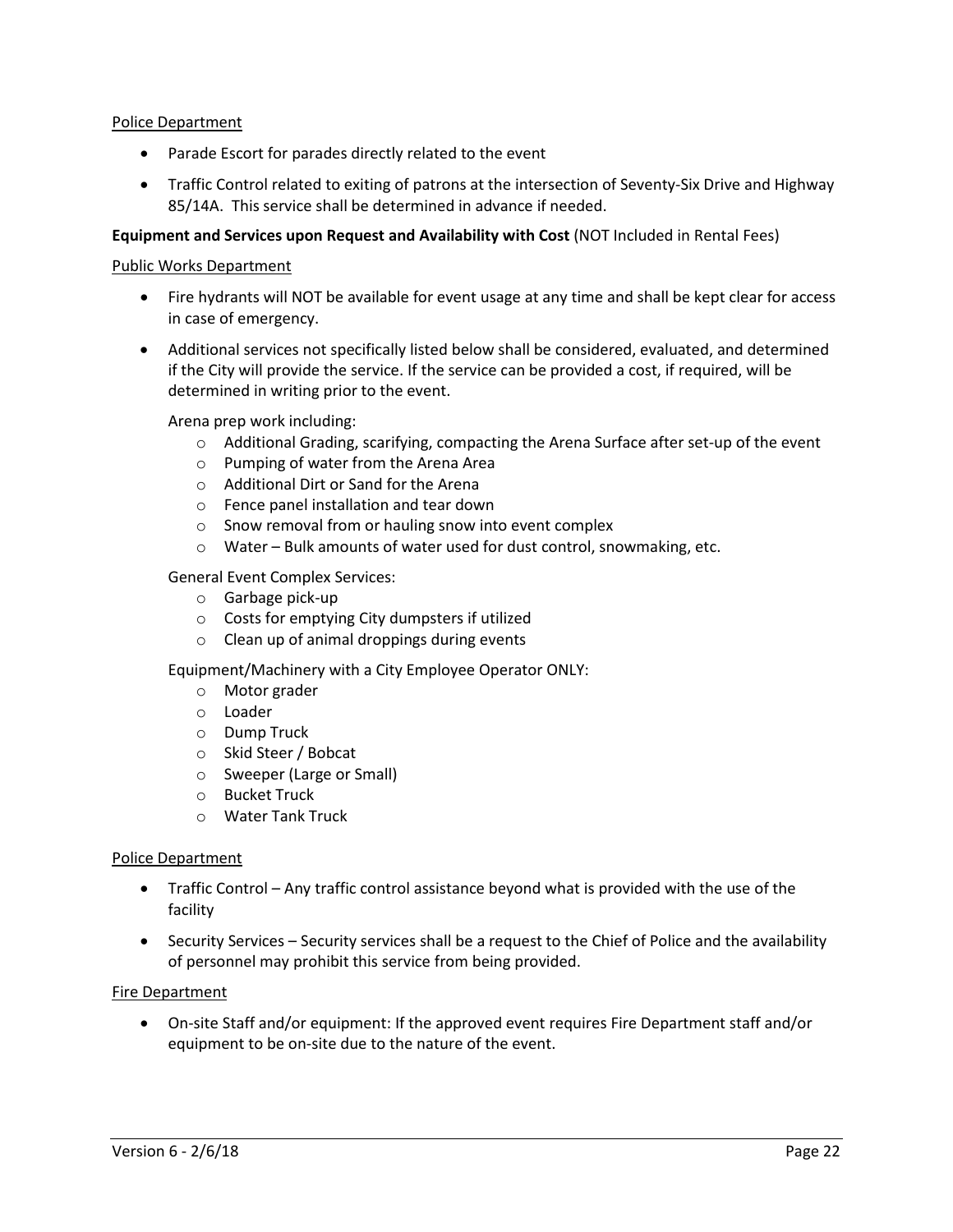Police Department

- Parade Escort for parades directly related to the event
- Traffic Control related to exiting of patrons at the intersection of Seventy-Six Drive and Highway 85/14A. This service shall be determined in advance if needed.

**Equipment and Services upon Request and Availability with Cost** (NOT Included in Rental Fees)

Public Works Department

- Fire hydrants will NOT be available for event usage at any time and shall be kept clear for access in case of emergency.
- Additional services not specifically listed below shall be considered, evaluated, and determined if the City will provide the service. If the service can be provided a cost, if required, will be determined in writing prior to the event.

  Arena prep work including:
  - Additional Grading, scarifying, compacting the Arena Surface after set-up of the event
  - Pumping of water from the Arena Area
  - Additional Dirt or Sand for the Arena
  - Fence panel installation and tear down
  - Snow removal from or hauling snow into event complex
  - Water – Bulk amounts of water used for dust control, snowmaking, etc.

  General Event Complex Services:
  - Garbage pick-up
  - Costs for emptying City dumpsters if utilized
  - Clean up of animal droppings during events

  Equipment/Machinery with a City Employee Operator ONLY:
  - Motor grader
  - Loader
  - Dump Truck
  - Skid Steer / Bobcat
  - Sweeper (Large or Small)
  - Bucket Truck
  - Water Tank Truck

Police Department

- Traffic Control – Any traffic control assistance beyond what is provided with the use of the facility
- Security Services – Security services shall be a request to the Chief of Police and the availability of personnel may prohibit this service from being provided.

Fire Department

- On-site Staff and/or equipment: If the approved event requires Fire Department staff and/or equipment to be on-site due to the nature of the event.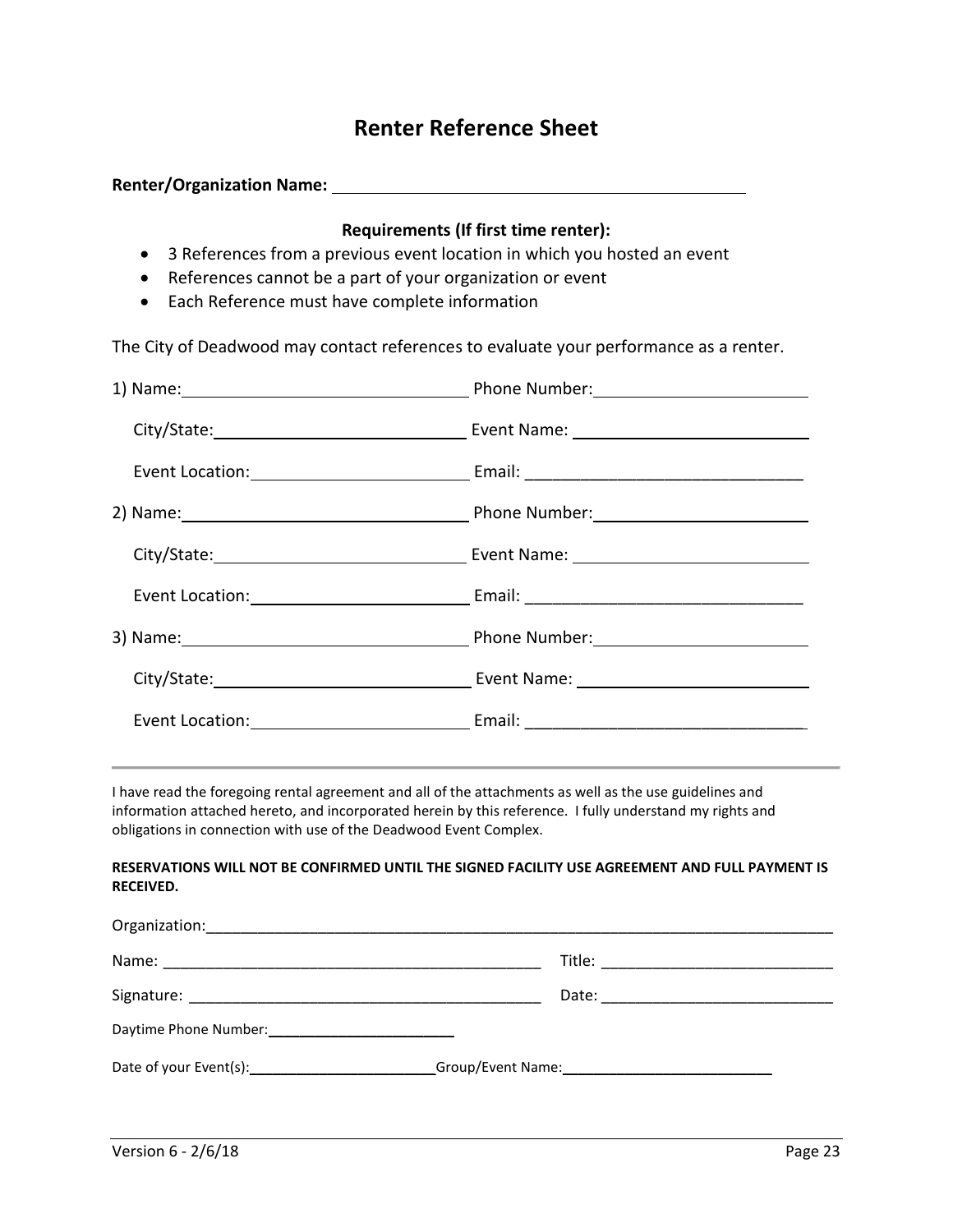# Renter Reference Sheet

**Renter/Organization Name:** ____________________________________________

**Requirements (If first time renter):**

- 3 References from a previous event location in which you hosted an event
- References cannot be a part of your organization or event
- Each Reference must have complete information

The City of Deadwood may contact references to evaluate your performance as a renter.

1) Name:______________________________ Phone Number:______________________

City/State:__________________________ Event Name: ________________________

Event Location:______________________ Email: _____________________________

2) Name:______________________________ Phone Number:______________________

City/State:__________________________ Event Name: ________________________

Event Location:______________________ Email: _____________________________

3) Name:______________________________ Phone Number:______________________

City/State:__________________________ Event Name: ________________________

Event Location:______________________ Email: _____________________________

---

I have read the foregoing rental agreement and all of the attachments as well as the use guidelines and information attached hereto, and incorporated herein by this reference. I fully understand my rights and obligations in connection with use of the Deadwood Event Complex.

**RESERVATIONS WILL NOT BE CONFIRMED UNTIL THE SIGNED FACILITY USE AGREEMENT AND FULL PAYMENT IS RECEIVED.**

Organization:_____________________________________________________________________________

Name: _____________________________________________ Title: ___________________________

Signature: _________________________________________ Date: ___________________________

Daytime Phone Number:______________________

Date of your Event(s):______________________Group/Event Name:_________________________